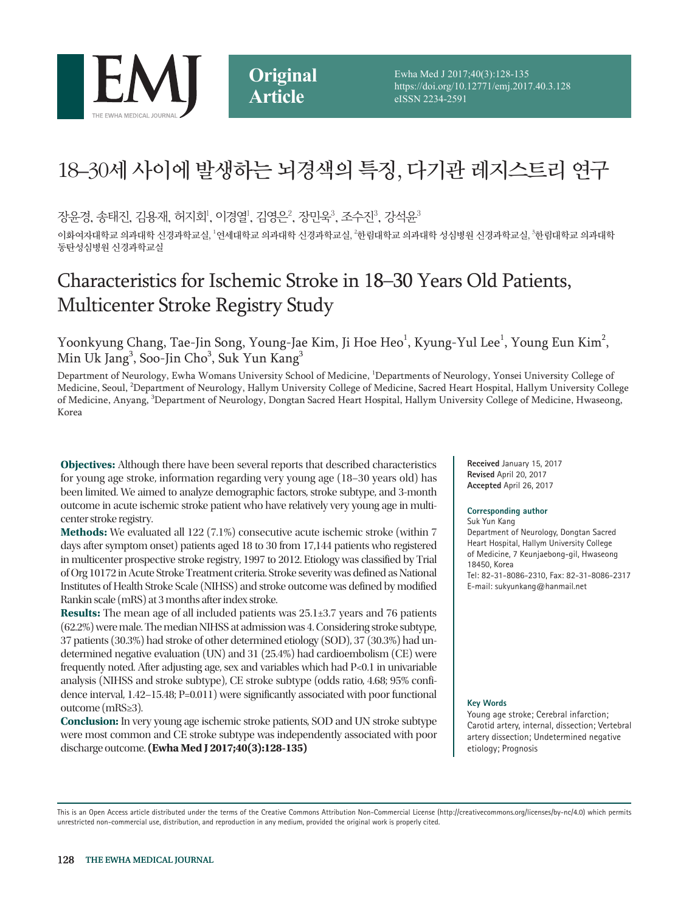Original Article

# 18–30세 사이에 발생하는 뇌경색의 특징, 다기관 레지스트리 연구

장윤경, 송태진, 김용재, 허지회[1], 이경열[1], 김영은[2], 장민욱[3], 조수진[3], 강석윤[3]

이화여자대학교 의과대학 신경과학교실, [1]연세대학교 의과대학 신경과학교실, [2]한림대학교 의과대학 성심병원 신경과학교실, [3]한림대학교 의과대학 동탄성심병원 신경과학교실

# Characteristics for Ischemic Stroke in 18–30 Years Old Patients, Multicenter Stroke Registry Study

Yoonkyung Chang, Tae-Jin Song, Young-Jae Kim, Ji Hoe Heo[1], Kyung-Yul Lee[1], Young Eun Kim[2], Min Uk Jang[3], Soo-Jin Cho[3], Suk Yun Kang[3]

Department of Neurology, Ewha Womans University School of Medicine, [1]Departments of Neurology, Yonsei University College of Medicine, Seoul, [2]Department of Neurology, Hallym University College of Medicine, Sacred Heart Hospital, Hallym University College of Medicine, Anyang, [3]Department of Neurology, Dongtan Sacred Heart Hospital, Hallym University College of Medicine, Hwaseong, Korea

**Objectives:** Although there have been several reports that described characteristics for young age stroke, information regarding very young age (18–30 years old) has been limited. We aimed to analyze demographic factors, stroke subtype, and 3-month outcome in acute ischemic stroke patient who have relatively very young age in multicenter stroke registry.

**Methods:** We evaluated all 122 (7.1%) consecutive acute ischemic stroke (within 7 days after symptom onset) patients aged 18 to 30 from 17,144 patients who registered in multicenter prospective stroke registry, 1997 to 2012. Etiology was classified by Trial of Org 10172 in Acute Stroke Treatment criteria. Stroke severity was defined as National Institutes of Health Stroke Scale (NIHSS) and stroke outcome was defined by modified Rankin scale (mRS) at 3 months after index stroke.

**Results:** The mean age of all included patients was 25.1±3.7 years and 76 patients (62.2%) were male. The median NIHSS at admission was 4. Considering stroke subtype, 37 patients (30.3%) had stroke of other determined etiology (SOD), 37 (30.3%) had undetermined negative evaluation (UN) and 31 (25.4%) had cardioembolism (CE) were frequently noted. After adjusting age, sex and variables which had $P<0.1$ in univariable analysis (NIHSS and stroke subtype), CE stroke subtype (odds ratio, 4.68; 95% confidence interval, 1.42–15.48; $P=0.011$) were significantly associated with poor functional outcome (mRS≥3).

**Conclusion:** In very young age ischemic stroke patients, SOD and UN stroke subtype were most common and CE stroke subtype was independently associated with poor discharge outcome. **(Ewha Med J 2017;40(3):128-135)**

**Received** January 15, 2017
**Revised** April 20, 2017
**Accepted** April 26, 2017

**Corresponding author**
Suk Yun Kang
Department of Neurology, Dongtan Sacred Heart Hospital, Hallym University College of Medicine, 7 Keunjaebong-gil, Hwaseong 18450, Korea
Tel: 82-31-8086-2310, Fax: 82-31-8086-2317
E-mail: sukyunkang@hanmail.net

**Key Words**
Young age stroke; Cerebral infarction; Carotid artery, internal, dissection; Vertebral artery dissection; Undetermined negative etiology; Prognosis

This is an Open Access article distributed under the terms of the Creative Commons Attribution Non-Commercial License (http://creativecommons.org/licenses/by-nc/4.0) which permits unrestricted non-commercial use, distribution, and reproduction in any medium, provided the original work is properly cited.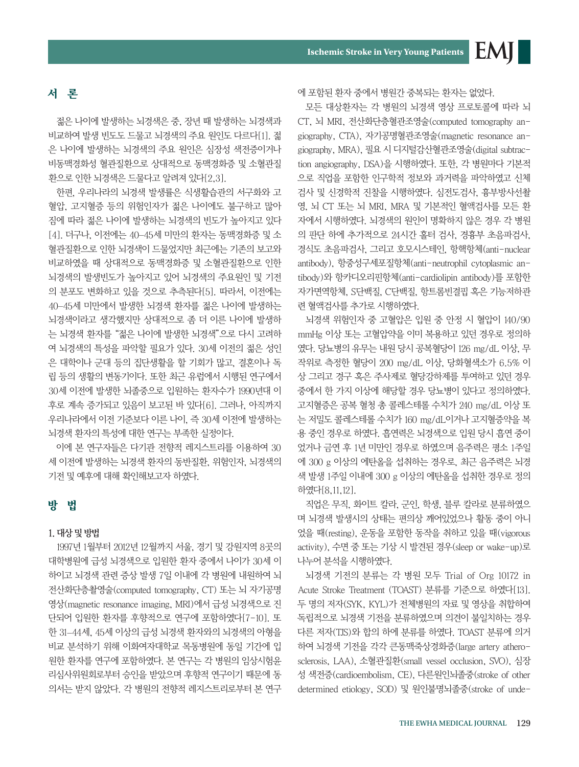## 서 론

젊은 나이에 발생하는 뇌경색은 중, 장년 때 발생하는 뇌경색과 비교하여 발생 빈도도 드물고 뇌경색의 주요 원인도 다르다[1]. 젊은 나이에 발생하는 뇌경색의 주요 원인은 심장성 색전증이거나 비동맥경화성 혈관질환으로 상대적으로 동맥경화증 및 소혈관질환으로 인한 뇌경색은 드물다고 알려져 있다[2,3].

한편, 우리나라의 뇌경색 발생률은 식생활습관의 서구화와 고혈압, 고지혈증 등의 위험인자가 젊은 나이에도 불구하고 많아짐에 따라 젊은 나이에 발생하는 뇌경색의 빈도가 높아지고 있다[4]. 더구나, 이전에는 40–45세 미만의 환자는 동맥경화증 및 소혈관질환으로 인한 뇌경색이 드물었지만 최근에는 기존의 보고와 비교하였을 때 상대적으로 동맥경화증 및 소혈관질환으로 인한 뇌경색의 발생빈도가 높아지고 있어 뇌경색의 주요원인 및 기전의 분포도 변화하고 있을 것으로 추측된다[5]. 따라서, 이전에는 40–45세 미만에서 발생한 뇌경색 환자를 젊은 나이에 발생하는 뇌경색이라고 생각했지만 상대적으로 좀 더 이른 나이에 발생하는 뇌경색 환자를 "젊은 나이에 발생한 뇌경색"으로 다시 고려하여 뇌경색의 특성을 파악할 필요가 있다. 30세 이전의 젊은 성인은 대학이나 군대 등의 집단생활을 할 기회가 많고, 결혼이나 독립 등의 생활의 변동기이다. 또한 최근 유럽에서 시행된 연구에서 30세 이전에 발생한 뇌졸중으로 입원하는 환자수가 1990년대 이후로 계속 증가되고 있음이 보고된 바 있다[6]. 그러나, 아직까지 우리나라에서 이전 기준보다 이른 나이, 즉 30세 이전에 발생하는 뇌경색 환자의 특성에 대한 연구는 부족한 실정이다.

이에 본 연구자들은 다기관 전향적 레지스트리를 이용하여 30세 이전에 발생하는 뇌경색 환자의 동반질환, 위험인자, 뇌경색의 기전 및 예후에 대해 확인해보고자 하였다.

## 방 법

### 1. 대상 및 방법

1997년 1월부터 2012년 12월까지 서울, 경기 및 강원지역 8곳의 대학병원에 급성 뇌경색으로 입원한 환자 중에서 나이가 30세 이하이고 뇌경색 관련 증상 발생 7일 이내에 각 병원에 내원하여 뇌전산화단층촬영술(computed tomography, CT) 또는 뇌 자기공명영상(magnetic resonance imaging, MRI)에서 급성 뇌경색으로 진단되어 입원한 환자를 후향적으로 연구에 포함하였다[7-10]. 또한 31–44세, 45세 이상의 급성 뇌경색 환자와의 뇌경색의 아형을 비교 분석하기 위해 이화여자대학교 목동병원에 동일 기간에 입원한 환자를 연구에 포함하였다. 본 연구는 각 병원의 임상시험윤리심사위원회로부터 승인을 받았으며 후향적 연구이기 때문에 동의서는 받지 않았다. 각 병원의 전향적 레지스트리로부터 본 연구에 포함된 환자 중에서 병원간 중복되는 환자는 없었다.

모든 대상환자는 각 병원의 뇌경색 영상 프로토콜에 따라 뇌 CT, 뇌 MRI, 전산화단층혈관조영술(computed tomography angiography, CTA), 자기공명혈관조영술(magnetic resonance angiography, MRA), 필요 시 디지털감산혈관조영술(digital subtraction angiography, DSA)을 시행하였다. 또한, 각 병원마다 기본적으로 직업을 포함한 인구학적 정보와 과거력을 파악하였고 신체검사 및 신경학적 진찰을 시행하였다. 심전도검사, 흉부방사선촬영, 뇌 CT 또는 뇌 MRI, MRA 및 기본적인 혈액검사를 모든 환자에서 시행하였다. 뇌경색의 원인이 명확하지 않은 경우 각 병원의 판단 하에 추가적으로 24시간 홀터 검사, 경흉부 초음파검사, 경식도 초음파검사, 그리고 호모시스테인, 항핵항체(anti-nuclear antibody), 항중성구세포질항체(anti-neutrophil cytoplasmic antibody)와 항카디오리핀항체(anti-cardiolipin antibody)를 포함한 자가면역항체, S단백질, C단백질, 항트롬빈결핍 혹은 기능저하관련 혈액검사를 추가로 시행하였다.

뇌경색 위험인자 중 고혈압은 입원 중 안정 시 혈압이 140/90 mmHg 이상 또는 고혈압약을 이미 복용하고 있던 경우로 정의하였다. 당뇨병의 유무는 내원 당시 공복혈당이 126 mg/dL 이상, 무작위로 측정한 혈당이 200 mg/dL 이상, 당화혈색소가 6.5% 이상 그리고 경구 혹은 주사제로 혈당강하제를 투여하고 있던 경우 중에서 한 가지 이상에 해당할 경우 당뇨병이 있다고 정의하였다. 고지혈증은 공복 혈청 총 콜레스테롤 수치가 240 mg/dL 이상 또는 저밀도 콜레스테롤 수치가 160 mg/dL이거나 고지혈증약을 복용 중인 경우로 하였다. 흡연력은 뇌경색으로 입원 당시 흡연 중이었거나 금연 후 1년 미만인 경우로 하였으며 음주력은 평소 1주일에 300 g 이상의 에탄올을 섭취하는 경우로, 최근 음주력은 뇌경색 발생 1주일 이내에 300 g 이상의 에탄올을 섭취한 경우로 정의하였다[8,11,12].

직업은 무직, 화이트 칼라, 군인, 학생, 블루 칼라로 분류하였으며 뇌경색 발생시의 상태는 편의상 깨어있었으나 활동 중이 아니었을 때(resting), 운동을 포함한 동작을 취하고 있을 때(vigorous activity), 수면 중 또는 기상 시 발견된 경우(sleep or wake-up)로 나누어 분석을 시행하였다.

뇌경색 기전의 분류는 각 병원 모두 Trial of Org 10172 in Acute Stroke Treatment (TOAST) 분류를 기준으로 하였다[13]. 두 명의 저자(SYK, KYL)가 전체병원의 자료 및 영상을 취합하여 독립적으로 뇌경색 기전을 분류하였으며 의견이 불일치하는 경우 다른 저자(TJS)와 합의 하에 분류를 하였다. TOAST 분류에 의거하여 뇌경색 기전을 각각 큰동맥죽상경화증(large artery atherosclerosis, LAA), 소혈관질환(small vessel occlusion, SVO), 심장성 색전증(cardioembolism, CE), 다른원인뇌졸중(stroke of other determined etiology, SOD) 및 원인불명뇌졸중(stroke of unde-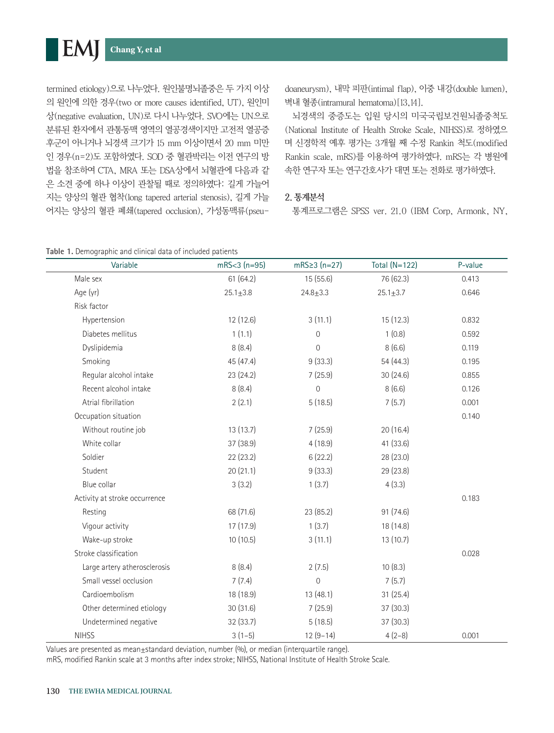termined etiology)으로 나누었다. 원인불명뇌졸중은 두 가지 이상의 원인에 의한 경우(two or more causes identified, UT), 원인미상(negative evaluation, UN)로 다시 나누었다. SVO에는 UN으로 분류된 환자에서 관통동맥 영역의 열공경색이지만 고전적 열공증후군이 아니거나 뇌경색 크기가 15 mm 이상이면서 20 mm 미만인 경우(n=2)도 포함하였다. SOD 중 혈관박리는 이전 연구의 방법을 참조하여 CTA, MRA 또는 DSA상에서 뇌혈관에 다음과 같은 소견 중에 하나 이상이 관찰될 때로 정의하였다: 길게 가늘어지는 양상의 혈관 협착(long tapered arterial stenosis), 길게 가늘어지는 양상의 혈관 폐쇄(tapered occlusion), 가성동맥류(pseudoaneurysm), 내막 피판(intimal flap), 이중 내강(double lumen), 벽내 혈종(intramural hematoma)[13,14].

뇌경색의 중증도는 입원 당시의 미국국립보건원뇌졸중척도(National Institute of Health Stroke Scale, NIHSS)로 정하였으며 신경학적 예후 평가는 3개월 째 수정 Rankin 척도(modified Rankin scale, mRS)를 이용하여 평가하였다. mRS는 각 병원에 속한 연구자 또는 연구간호사가 대면 또는 전화로 평가하였다.

## 2. 통계분석

통계프로그램은 SPSS ver. 21.0 (IBM Corp, Armonk, NY,

**Table 1.** Demographic and clinical data of included patients

| Variable | mRS<3 (n=95) | mRS≥3 (n=27) | Total (N=122) | P-value |
|---|---|---|---|---|
| Male sex | 61 (64.2) | 15 (55.6) | 76 (62.3) | 0.413 |
| Age (yr) | 25.1±3.8 | 24.8±3.3 | 25.1±3.7 | 0.646 |
| Risk factor | | | | |
| Hypertension | 12 (12.6) | 3 (11.1) | 15 (12.3) | 0.832 |
| Diabetes mellitus | 1 (1.1) | 0 | 1 (0.8) | 0.592 |
| Dyslipidemia | 8 (8.4) | 0 | 8 (6.6) | 0.119 |
| Smoking | 45 (47.4) | 9 (33.3) | 54 (44.3) | 0.195 |
| Regular alcohol intake | 23 (24.2) | 7 (25.9) | 30 (24.6) | 0.855 |
| Recent alcohol intake | 8 (8.4) | 0 | 8 (6.6) | 0.126 |
| Atrial fibrillation | 2 (2.1) | 5 (18.5) | 7 (5.7) | 0.001 |
| Occupation situation | | | | 0.140 |
| Without routine job | 13 (13.7) | 7 (25.9) | 20 (16.4) | |
| White collar | 37 (38.9) | 4 (18.9) | 41 (33.6) | |
| Soldier | 22 (23.2) | 6 (22.2) | 28 (23.0) | |
| Student | 20 (21.1) | 9 (33.3) | 29 (23.8) | |
| Blue collar | 3 (3.2) | 1 (3.7) | 4 (3.3) | |
| Activity at stroke occurrence | | | | 0.183 |
| Resting | 68 (71.6) | 23 (85.2) | 91 (74.6) | |
| Vigour activity | 17 (17.9) | 1 (3.7) | 18 (14.8) | |
| Wake-up stroke | 10 (10.5) | 3 (11.1) | 13 (10.7) | |
| Stroke classification | | | | 0.028 |
| Large artery atherosclerosis | 8 (8.4) | 2 (7.5) | 10 (8.3) | |
| Small vessel occlusion | 7 (7.4) | 0 | 7 (5.7) | |
| Cardioembolism | 18 (18.9) | 13 (48.1) | 31 (25.4) | |
| Other determined etiology | 30 (31.6) | 7 (25.9) | 37 (30.3) | |
| Undetermined negative | 32 (33.7) | 5 (18.5) | 37 (30.3) | |
| NIHSS | 3 (1–5) | 12 (9–14) | 4 (2–8) | 0.001 |

Values are presented as mean±standard deviation, number (%), or median (interquartile range).
mRS, modified Rankin scale at 3 months after index stroke; NIHSS, National Institute of Health Stroke Scale.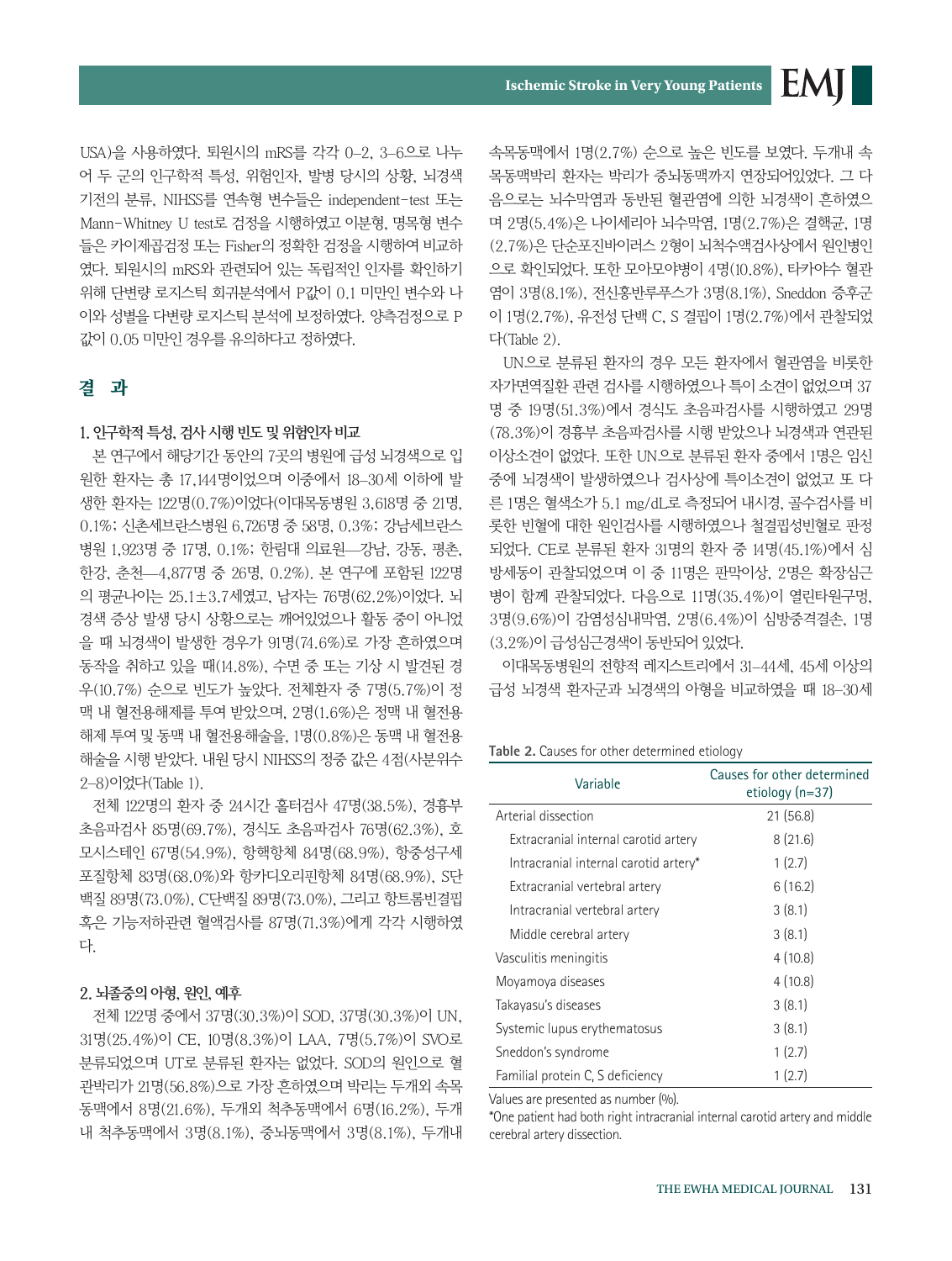USA)을 사용하였다. 퇴원시의 mRS를 각각 0–2, 3–6으로 나누어 두 군의 인구학적 특성, 위험인자, 발병 당시의 상황, 뇌경색 기전의 분류, NIHSS를 연속형 변수들은 independent-test 또는 Mann-Whitney U test로 검정을 시행하였고 이분형, 명목형 변수들은 카이제곱검정 또는 Fisher의 정확한 검정을 시행하여 비교하였다. 퇴원시의 mRS와 관련되어 있는 독립적인 인자를 확인하기 위해 단변량 로지스틱 회귀분석에서 P값이 0.1 미만인 변수와 나이와 성별을 다변량 로지스틱 분석에 보정하였다. 양측검정으로 P값이 0.05 미만인 경우를 유의하다고 정하였다.

## 결 과

### 1. 인구학적 특성, 검사 시행 빈도 및 위험인자 비교

본 연구에서 해당기간 동안의 7곳의 병원에 급성 뇌경색으로 입원한 환자는 총 17,144명이었으며 이중에서 18–30세 이하에 발생한 환자는 122명(0.7%)이었다(이대목동병원 3,618명 중 21명, 0.1%; 신촌세브란스병원 6,726명 중 58명, 0.3%; 강남세브란스병원 1,923명 중 17명, 0.1%; 한림대 의료원—강남, 강동, 평촌, 한강, 춘천—4,877명 중 26명, 0.2%). 본 연구에 포함된 122명의 평균나이는 25.1±3.7세였고, 남자는 76명(62.2%)이었다. 뇌경색 증상 발생 당시 상황으로는 깨어있었으나 활동 중이 아니었을 때 뇌경색이 발생한 경우가 91명(74.6%)로 가장 흔하였으며 동작을 취하고 있을 때(14.8%), 수면 중 또는 기상 시 발견된 경우(10.7%) 순으로 빈도가 높았다. 전체환자 중 7명(5.7%)이 정맥 내 혈전용해제를 투여 받았으며, 2명(1.6%)은 정맥 내 혈전용해제 투여 및 동맥 내 혈전용해술을, 1명(0.8%)은 동맥 내 혈전용해술을 시행 받았다. 내원 당시 NIHSS의 정중 값은 4점(사분위수 2–8)이었다(Table 1).

전체 122명의 환자 중 24시간 홀터검사 47명(38.5%), 경흉부 초음파검사 85명(69.7%), 경식도 초음파검사 76명(62.3%), 호모시스테인 67명(54.9%), 항핵항체 84명(68.9%), 항중성구세포질항체 83명(68.0%)와 항카디오리핀항체 84명(68.9%), S단백질 89명(73.0%), C단백질 89명(73.0%), 그리고 항트롬빈결핍 혹은 기능저하관련 혈액검사를 87명(71.3%)에게 각각 시행하였다.

### 2. 뇌졸중의 아형, 원인, 예후

전체 122명 중에서 37명(30.3%)이 SOD, 37명(30.3%)이 UN, 31명(25.4%)이 CE, 10명(8.3%)이 LAA, 7명(5.7%)이 SVO로 분류되었으며 UT로 분류된 환자는 없었다. SOD의 원인으로 혈관박리가 21명(56.8%)으로 가장 흔하였으며 박리는 두개외 속목동맥에서 8명(21.6%), 두개외 척추동맥에서 6명(16.2%), 두개내 척추동맥에서 3명(8.1%), 중뇌동맥에서 3명(8.1%), 두개내 속목동맥에서 1명(2.7%) 순으로 높은 빈도를 보였다. 두개내 속목동맥박리 환자는 박리가 중뇌동맥까지 연장되어있었다. 그 다음으로는 뇌수막염과 동반된 혈관염에 의한 뇌경색이 흔하였으며 2명(5.4%)은 나이세리아 뇌수막염, 1명(2.7%)은 결핵균, 1명(2.7%)은 단순포진바이러스 2형이 뇌척수액검사상에서 원인병인으로 확인되었다. 또한 모야모야병이 4명(10.8%), 타카야수 혈관염이 3명(8.1%), 전신홍반루푸스가 3명(8.1%), Sneddon 증후군이 1명(2.7%), 유전성 단백 C, S 결핍이 1명(2.7%)에서 관찰되었다(Table 2).

UN으로 분류된 환자의 경우 모든 환자에서 혈관염을 비롯한 자가면역질환 관련 검사를 시행하였으나 특이 소견이 없었으며 37명 중 19명(51.3%)에서 경식도 초음파검사를 시행하였고 29명(78.3%)이 경흉부 초음파검사를 시행 받았으나 뇌경색과 연관된 이상소견이 없었다. 또한 UN으로 분류된 환자 중에서 1명은 임신 중에 뇌경색이 발생하였으나 검사상에 특이소견이 없었고 또 다른 1명은 혈색소가 5.1 mg/dL로 측정되어 내시경, 골수검사를 비롯한 빈혈에 대한 원인검사를 시행하였으나 철결핍성빈혈로 판정되었다. CE로 분류된 환자 31명의 환자 중 14명(45.1%)에서 심방세동이 관찰되었으며 이 중 11명은 판막이상, 2명은 확장심근병이 함께 관찰되었다. 다음으로 11명(35.4%)이 열린타원구멍, 3명(9.6%)이 감염성심내막염, 2명(6.4%)이 심방중격결손, 1명(3.2%)이 급성심근경색이 동반되어 있었다.

이대목동병원의 전향적 레지스트리에서 31–44세, 45세 이상의 급성 뇌경색 환자군과 뇌경색의 아형을 비교하였을 때 18–30세

**Table 2.** Causes for other determined etiology

| Variable | Causes for other determined etiology (n=37) |
|---|---|
| Arterial dissection | 21 (56.8) |
| Extracranial internal carotid artery | 8 (21.6) |
| Intracranial internal carotid artery* | 1 (2.7) |
| Extracranial vertebral artery | 6 (16.2) |
| Intracranial vertebral artery | 3 (8.1) |
| Middle cerebral artery | 3 (8.1) |
| Vasculitis meningitis | 4 (10.8) |
| Moyamoya diseases | 4 (10.8) |
| Takayasu's diseases | 3 (8.1) |
| Systemic lupus erythematosus | 3 (8.1) |
| Sneddon's syndrome | 1 (2.7) |
| Familial protein C, S deficiency | 1 (2.7) |

Values are presented as number (%).
*One patient had both right intracranial internal carotid artery and middle cerebral artery dissection.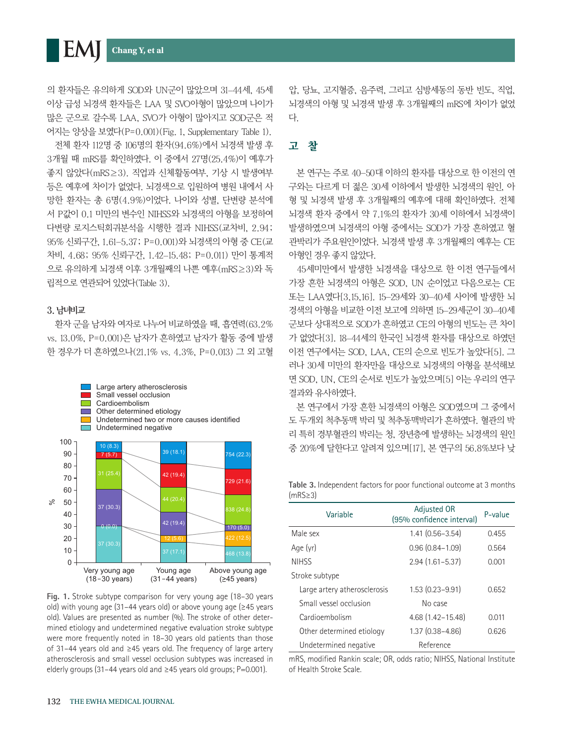의 환자들은 유의하게 SOD와 UN군이 많았으며 31–44세, 45세 이상 급성 뇌경색 환자들은 LAA 및 SVO아형이 많았으며 나이가 많은 군으로 갈수록 LAA, SVO가 아형이 많아지고 SOD군은 적어지는 양상을 보였다(P=0.001)(Fig. 1, Supplementary Table 1).

전체 환자 112명 중 106명의 환자(94.6%)에서 뇌경색 발생 후 3개월 때 mRS를 확인하였다. 이 중에서 27명(25.4%)이 예후가 좋지 않았다(mRS≥3). 직업과 신체활동여부, 기상 시 발생여부 등은 예후에 차이가 없었다. 뇌경색으로 입원하여 병원 내에서 사망한 환자는 총 6명(4.9%)이었다. 나이와 성별, 단변량 분석에서 P값이 0.1 미만의 변수인 NIHSS와 뇌경색의 아형을 보정하여 다변량 로지스틱회귀분석을 시행한 결과 NIHSS(교차비, 2.94; 95% 신뢰구간, 1.61–5.37; P=0.001)와 뇌경색의 아형 중 CE(교차비, 4.68; 95% 신뢰구간, 1.42–15.48; P=0.011) 만이 통계적으로 유의하게 뇌경색 이후 3개월째의 나쁜 예후(mRS≥3)와 독립적으로 연관되어 있었다(Table 3).

### 3. 남녀비교

환자 군을 남자와 여자로 나누어 비교하였을 때, 흡연력(63.2% vs. 13.0%, P=0.001)은 남자가 흔하였고 남자가 활동 중에 발생한 경우가 더 흔하였으나(21.1% vs. 4.3%, P=0.013) 그 외 고혈압, 당뇨, 고지혈증, 음주력, 그리고 심방세동의 동반 빈도, 직업, 뇌경색의 아형 및 뇌경색 발생 후 3개월째의 mRS에 차이가 없었다.

Fig. 1. Stroke subtype comparison for very young age (18–30 years old) with young age (31–44 years old) or above young age (≥45 years old). Values are presented as number (%). The stroke of other determined etiology and undetermined negative evaluation stroke subtype were more frequently noted in 18–30 years old patients than those of 31–44 years old and ≥45 years old. The frequency of large artery atherosclerosis and small vessel occlusion subtypes was increased in elderly groups (31–44 years old and ≥45 years old groups; P=0.001).

## 고 찰

본 연구는 주로 40–50대 이하의 환자를 대상으로 한 이전의 연구와는 다르게 더 젊은 30세 이하에서 발생한 뇌경색의 원인, 아형 및 뇌경색 발생 후 3개월째의 예후에 대해 확인하였다. 전체 뇌경색 환자 중에서 약 7.1%의 환자가 30세 이하에서 뇌경색이 발생하였으며 뇌경색의 아형 중에서는 SOD가 가장 흔하였고 혈관박리가 주요원인이었다. 뇌경색 발생 후 3개월째의 예후는 CE 아형인 경우 좋지 않았다.

45세미만에서 발생한 뇌경색을 대상으로 한 이전 연구들에서 가장 흔한 뇌경색의 아형은 SOD, UN 순이었고 다음으로는 CE 또는 LAA였다[3,15,16]. 15–29세와 30–40세 사이에 발생한 뇌경색의 아형을 비교한 이전 보고에 의하면 15–29세군이 30–40세 군보다 상대적으로 SOD가 흔하였고 CE의 아형의 빈도는 큰 차이가 없었다[3]. 18–44세의 한국인 뇌경색 환자를 대상으로 하였던 이전 연구에서는 SOD, LAA, CE의 순으로 빈도가 높았다[5]. 그러나 30세 미만의 환자만을 대상으로 뇌경색의 아형을 분석해보면 SOD, UN, CE의 순서로 빈도가 높았으며[5] 이는 우리의 연구 결과와 유사하였다.

본 연구에서 가장 흔한 뇌경색의 아형은 SOD였으며 그 중에서도 두개외 척추동맥 박리 및 척추동맥박리가 흔하였다. 혈관의 박리 특히 경부혈관의 박리는 청, 장년층에 발생하는 뇌경색의 원인 중 20%에 달한다고 알려져 있으며[17], 본 연구의 56.8%보다 낮

Table 3. Independent factors for poor functional outcome at 3 months (mRS≥3)

| Variable | Adjusted OR (95% confidence interval) | P-value |
|---|---|---|
| Male sex | 1.41 (0.56–3.54) | 0.455 |
| Age (yr) | 0.96 (0.84–1.09) | 0.564 |
| NIHSS | 2.94 (1.61–5.37) | 0.001 |
| Stroke subtype | | |
| Large artery atherosclerosis | 1.53 (0.23–9.91) | 0.652 |
| Small vessel occlusion | No case | |
| Cardioembolism | 4.68 (1.42–15.48) | 0.011 |
| Other determined etiology | 1.37 (0.38–4.86) | 0.626 |
| Undetermined negative | Reference | |

mRS, modified Rankin scale; OR, odds ratio; NIHSS, National Institute of Health Stroke Scale.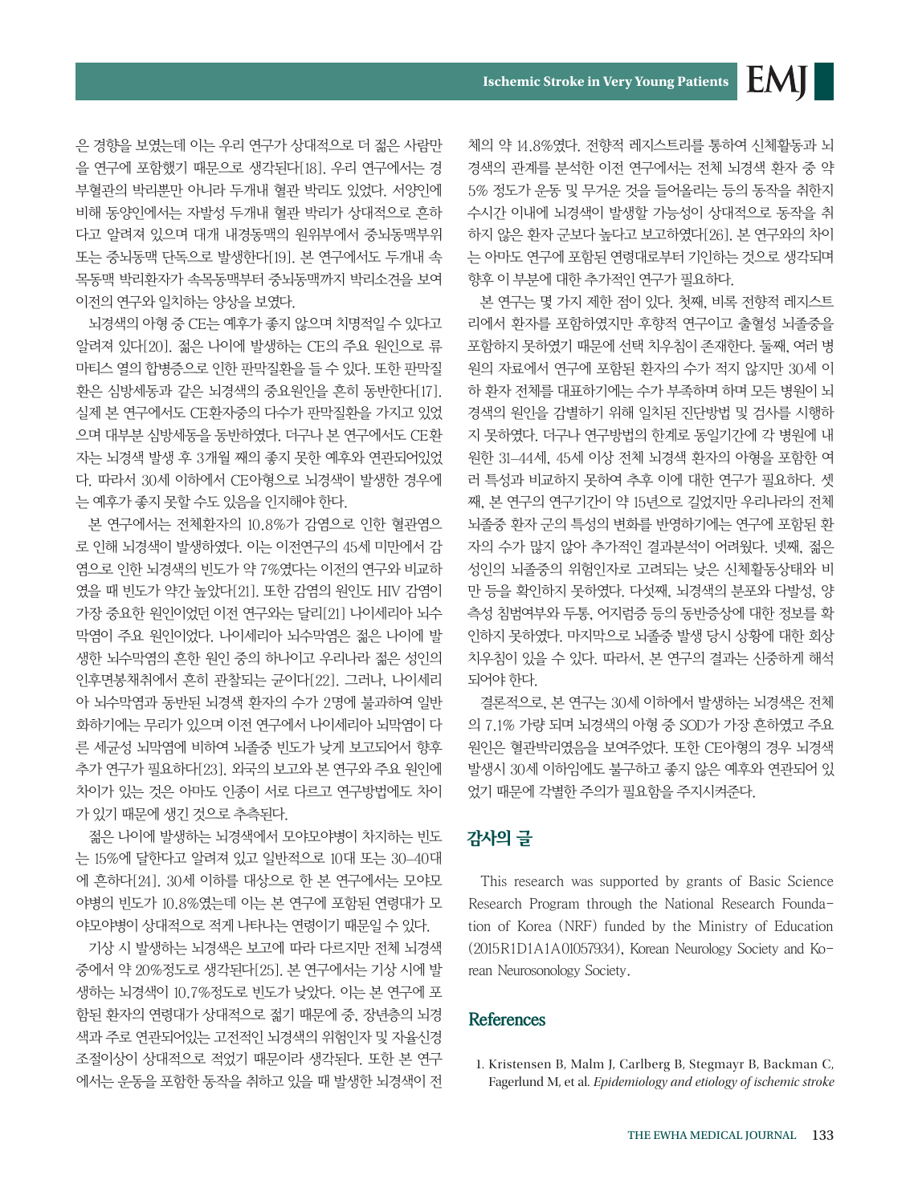은 경향을 보였는데 이는 우리 연구가 상대적으로 더 젊은 사람만을 연구에 포함했기 때문으로 생각된다[18]. 우리 연구에서는 경부혈관의 박리뿐만 아니라 두개내 혈관 박리도 있었다. 서양인에 비해 동양인에서는 자발성 두개내 혈관 박리가 상대적으로 흔하다고 알려져 있으며 대개 내경동맥의 원위부에서 중뇌동맥부위 또는 중뇌동맥 단독으로 발생한다[19]. 본 연구에서도 두개내 속목동맥 박리환자가 속목동맥부터 중뇌동맥까지 박리소견을 보여 이전의 연구와 일치하는 양상을 보였다.

뇌경색의 아형 중 CE는 예후가 좋지 않으며 치명적일 수 있다고 알려져 있다[20]. 젊은 나이에 발생하는 CE의 주요 원인으로 류마티스 열의 합병증으로 인한 판막질환을 들 수 있다. 또한 판막질환은 심방세동과 같은 뇌경색의 중요원인을 흔히 동반한다[17]. 실제 본 연구에서도 CE환자중의 다수가 판막질환을 가지고 있었으며 대부분 심방세동을 동반하였다. 더구나 본 연구에서도 CE환자는 뇌경색 발생 후 3개월 째의 좋지 못한 예후와 연관되어있었다. 따라서 30세 이하에서 CE아형으로 뇌경색이 발생한 경우에는 예후가 좋지 못할 수도 있음을 인지해야 한다.

본 연구에서는 전체환자의 10.8%가 감염으로 인한 혈관염으로 인해 뇌경색이 발생하였다. 이는 이전연구의 45세 미만에서 감염으로 인한 뇌경색의 빈도가 약 7%였다는 이전의 연구와 비교하였을 때 빈도가 약간 높았다[21]. 또한 감염의 원인도 HIV 감염이 가장 중요한 원인이었던 이전 연구와는 달리[21] 나이세리아 뇌수막염이 주요 원인이었다. 나이세리아 뇌수막염은 젊은 나이에 발생한 뇌수막염의 흔한 원인 중의 하나이고 우리나라 젊은 성인의 인후면봉채취에서 흔히 관찰되는 균이다[22]. 그러나, 나이세리아 뇌수막염과 동반된 뇌경색 환자의 수가 2명에 불과하여 일반화하기에는 무리가 있으며 이전 연구에서 나이세리아 뇌막염이 다른 세균성 뇌막염에 비하여 뇌졸중 빈도가 낮게 보고되어서 향후 추가 연구가 필요하다[23]. 외국의 보고와 본 연구와 주요 원인에 차이가 있는 것은 아마도 인종이 서로 다르고 연구방법에도 차이가 있기 때문에 생긴 것으로 추측된다.

젊은 나이에 발생하는 뇌경색에서 모야모야병이 차지하는 빈도는 15%에 달한다고 알려져 있고 일반적으로 10대 또는 30–40대에 흔하다[24]. 30세 이하를 대상으로 한 본 연구에서는 모야모야병의 빈도가 10.8%였는데 이는 본 연구에 포함된 연령대가 모야모야병이 상대적으로 적게 나타나는 연령이기 때문일 수 있다.

기상 시 발생하는 뇌경색은 보고에 따라 다르지만 전체 뇌경색 중에서 약 20%정도로 생각된다[25]. 본 연구에서는 기상 시에 발생하는 뇌경색이 10.7%정도로 빈도가 낮았다. 이는 본 연구에 포함된 환자의 연령대가 상대적으로 젊기 때문에 중, 장년층의 뇌경색과 주로 연관되어있는 고전적인 뇌경색의 위험인자 및 자율신경조절이상이 상대적으로 적었기 때문이라 생각된다. 또한 본 연구에서는 운동을 포함한 동작을 취하고 있을 때 발생한 뇌경색이 전체의 약 14.8%였다. 전향적 레지스트리를 통하여 신체활동과 뇌경색의 관계를 분석한 이전 연구에서는 전체 뇌경색 환자 중 약 5% 정도가 운동 및 무거운 것을 들어올리는 등의 동작을 취한지 수시간 이내에 뇌경색이 발생할 가능성이 상대적으로 동작을 취하지 않은 환자 군보다 높다고 보고하였다[26]. 본 연구와의 차이는 아마도 연구에 포함된 연령대로부터 기인하는 것으로 생각되며 향후 이 부분에 대한 추가적인 연구가 필요하다.

본 연구는 몇 가지 제한 점이 있다. 첫째, 비록 전향적 레지스트리에서 환자를 포함하였지만 후향적 연구이고 출혈성 뇌졸중을 포함하지 못하였기 때문에 선택 치우침이 존재한다. 둘째, 여러 병원의 자료에서 연구에 포함된 환자의 수가 적지 않지만 30세 이하 환자 전체를 대표하기에는 수가 부족하며 하며 모든 병원이 뇌경색의 원인을 감별하기 위해 일치된 진단방법 및 검사를 시행하지 못하였다. 더구나 연구방법의 한계로 동일기간에 각 병원에 내원한 31–44세, 45세 이상 전체 뇌경색 환자의 아형을 포함한 여러 특성과 비교하지 못하여 추후 이에 대한 연구가 필요하다. 셋째, 본 연구의 연구기간이 약 15년으로 길었지만 우리나라의 전체 뇌졸중 환자 군의 특성의 변화를 반영하기에는 연구에 포함된 환자의 수가 많지 않아 추가적인 결과분석이 어려웠다. 넷째, 젊은 성인의 뇌졸중의 위험인자로 고려되는 낮은 신체활동상태와 비만 등을 확인하지 못하였다. 다섯째, 뇌경색의 분포와 다발성, 양측성 침범여부와 두통, 어지럼증 등의 동반증상에 대한 정보를 확인하지 못하였다. 마지막으로 뇌졸중 발생 당시 상황에 대한 회상 치우침이 있을 수 있다. 따라서, 본 연구의 결과는 신중하게 해석되어야 한다.

결론적으로, 본 연구는 30세 이하에서 발생하는 뇌경색은 전체의 7.1% 가량 되며 뇌경색의 아형 중 SOD가 가장 흔하였고 주요 원인은 혈관박리였음을 보여주었다. 또한 CE아형의 경우 뇌경색 발생시 30세 이하임에도 불구하고 좋지 않은 예후와 연관되어 있었기 때문에 각별한 주의가 필요함을 주지시켜준다.

## 감사의 글

This research was supported by grants of Basic Science Research Program through the National Research Foundation of Korea (NRF) funded by the Ministry of Education (2015R1D1A1A01057934), Korean Neurology Society and Korean Neurosonology Society.

## References

1. Kristensen B, Malm J, Carlberg B, Stegmayr B, Backman C, Fagerlund M, et al. *Epidemiology and etiology of ischemic stroke*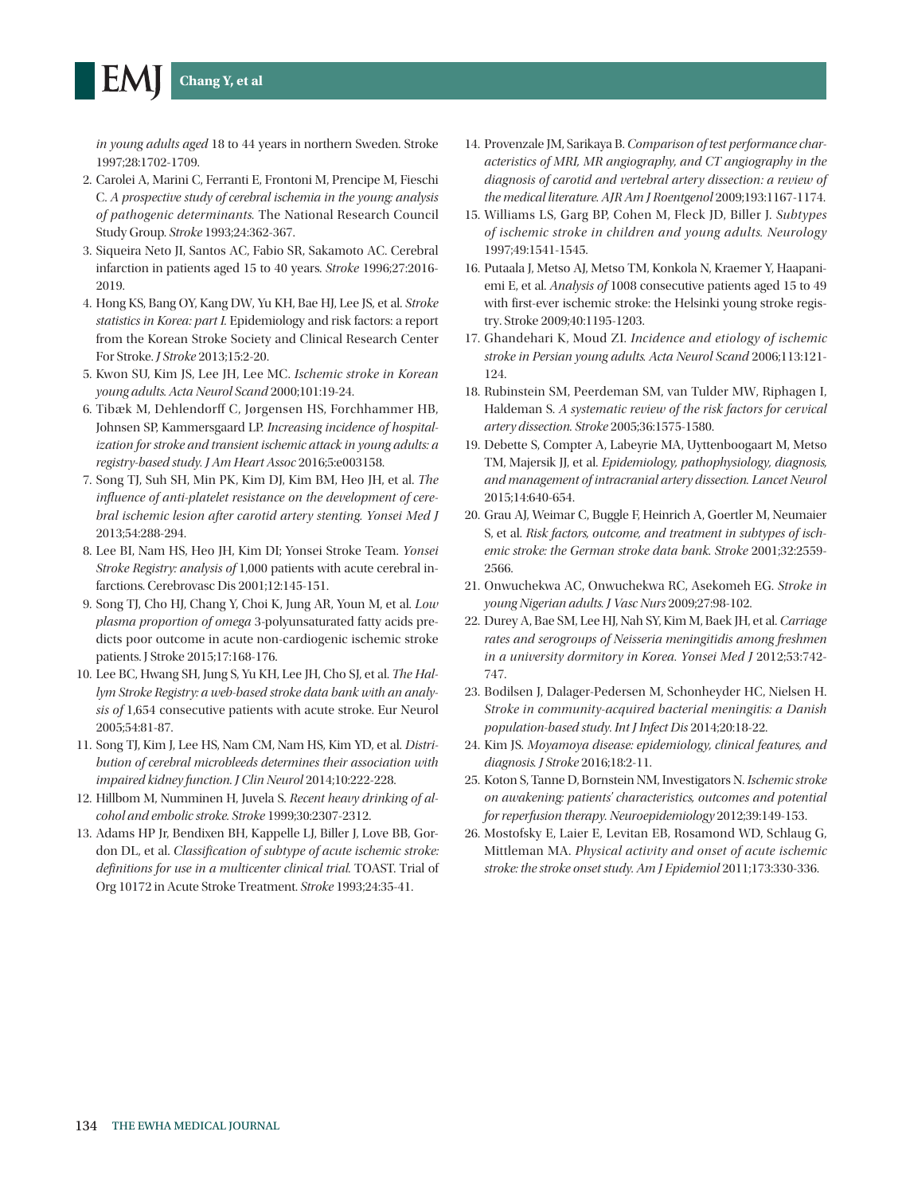*in young adults aged* 18 to 44 years in northern Sweden. Stroke 1997;28:1702-1709.

2. Carolei A, Marini C, Ferranti E, Frontoni M, Prencipe M, Fieschi C. *A prospective study of cerebral ischemia in the young: analysis of pathogenic determinants.* The National Research Council Study Group. *Stroke* 1993;24:362-367.
3. Siqueira Neto JI, Santos AC, Fabio SR, Sakamoto AC. Cerebral infarction in patients aged 15 to 40 years. *Stroke* 1996;27:2016-2019.
4. Hong KS, Bang OY, Kang DW, Yu KH, Bae HJ, Lee JS, et al. *Stroke statistics in Korea: part I.* Epidemiology and risk factors: a report from the Korean Stroke Society and Clinical Research Center For Stroke. *J Stroke* 2013;15:2-20.
5. Kwon SU, Kim JS, Lee JH, Lee MC. *Ischemic stroke in Korean young adults. Acta Neurol Scand* 2000;101:19-24.
6. Tibæk M, Dehlendorff C, Jørgensen HS, Forchhammer HB, Johnsen SP, Kammersgaard LP. *Increasing incidence of hospitalization for stroke and transient ischemic attack in young adults: a registry-based study. J Am Heart Assoc* 2016;5:e003158.
7. Song TJ, Suh SH, Min PK, Kim DJ, Kim BM, Heo JH, et al. *The influence of anti-platelet resistance on the development of cerebral ischemic lesion after carotid artery stenting. Yonsei Med J* 2013;54:288-294.
8. Lee BI, Nam HS, Heo JH, Kim DI; Yonsei Stroke Team. *Yonsei Stroke Registry: analysis of* 1,000 patients with acute cerebral infarctions. Cerebrovasc Dis 2001;12:145-151.
9. Song TJ, Cho HJ, Chang Y, Choi K, Jung AR, Youn M, et al. *Low plasma proportion of omega* 3-polyunsaturated fatty acids predicts poor outcome in acute non-cardiogenic ischemic stroke patients. J Stroke 2015;17:168-176.
10. Lee BC, Hwang SH, Jung S, Yu KH, Lee JH, Cho SJ, et al. *The Hallym Stroke Registry: a web-based stroke data bank with an analysis of* 1,654 consecutive patients with acute stroke. Eur Neurol 2005;54:81-87.
11. Song TJ, Kim J, Lee HS, Nam CM, Nam HS, Kim YD, et al. *Distribution of cerebral microbleeds determines their association with impaired kidney function. J Clin Neurol* 2014;10:222-228.
12. Hillbom M, Numminen H, Juvela S. *Recent heavy drinking of alcohol and embolic stroke. Stroke* 1999;30:2307-2312.
13. Adams HP Jr, Bendixen BH, Kappelle LJ, Biller J, Love BB, Gordon DL, et al. *Classification of subtype of acute ischemic stroke: definitions for use in a multicenter clinical trial.* TOAST. Trial of Org 10172 in Acute Stroke Treatment. *Stroke* 1993;24:35-41.
14. Provenzale JM, Sarikaya B. *Comparison of test performance characteristics of MRI, MR angiography, and CT angiography in the diagnosis of carotid and vertebral artery dissection: a review of the medical literature. AJR Am J Roentgenol* 2009;193:1167-1174.
15. Williams LS, Garg BP, Cohen M, Fleck JD, Biller J. *Subtypes of ischemic stroke in children and young adults. Neurology* 1997;49:1541-1545.
16. Putaala J, Metso AJ, Metso TM, Konkola N, Kraemer Y, Haapaniemi E, et al. *Analysis of* 1008 consecutive patients aged 15 to 49 with first-ever ischemic stroke: the Helsinki young stroke registry. Stroke 2009;40:1195-1203.
17. Ghandehari K, Moud ZI. *Incidence and etiology of ischemic stroke in Persian young adults. Acta Neurol Scand* 2006;113:121-124.
18. Rubinstein SM, Peerdeman SM, van Tulder MW, Riphagen I, Haldeman S. *A systematic review of the risk factors for cervical artery dissection. Stroke* 2005;36:1575-1580.
19. Debette S, Compter A, Labeyrie MA, Uyttenboogaart M, Metso TM, Majersik JJ, et al. *Epidemiology, pathophysiology, diagnosis, and management of intracranial artery dissection. Lancet Neurol* 2015;14:640-654.
20. Grau AJ, Weimar C, Buggle F, Heinrich A, Goertler M, Neumaier S, et al. *Risk factors, outcome, and treatment in subtypes of ischemic stroke: the German stroke data bank. Stroke* 2001;32:2559-2566.
21. Onwuchekwa AC, Onwuchekwa RC, Asekomeh EG. *Stroke in young Nigerian adults. J Vasc Nurs* 2009;27:98-102.
22. Durey A, Bae SM, Lee HJ, Nah SY, Kim M, Baek JH, et al. *Carriage rates and serogroups of Neisseria meningitidis among freshmen in a university dormitory in Korea. Yonsei Med J* 2012;53:742-747.
23. Bodilsen J, Dalager-Pedersen M, Schonheyder HC, Nielsen H. *Stroke in community-acquired bacterial meningitis: a Danish population-based study. Int J Infect Dis* 2014;20:18-22.
24. Kim JS. *Moyamoya disease: epidemiology, clinical features, and diagnosis. J Stroke* 2016;18:2-11.
25. Koton S, Tanne D, Bornstein NM, Investigators N. *Ischemic stroke on awakening: patients' characteristics, outcomes and potential for reperfusion therapy. Neuroepidemiology* 2012;39:149-153.
26. Mostofsky E, Laier E, Levitan EB, Rosamond WD, Schlaug G, Mittleman MA. *Physical activity and onset of acute ischemic stroke: the stroke onset study. Am J Epidemiol* 2011;173:330-336.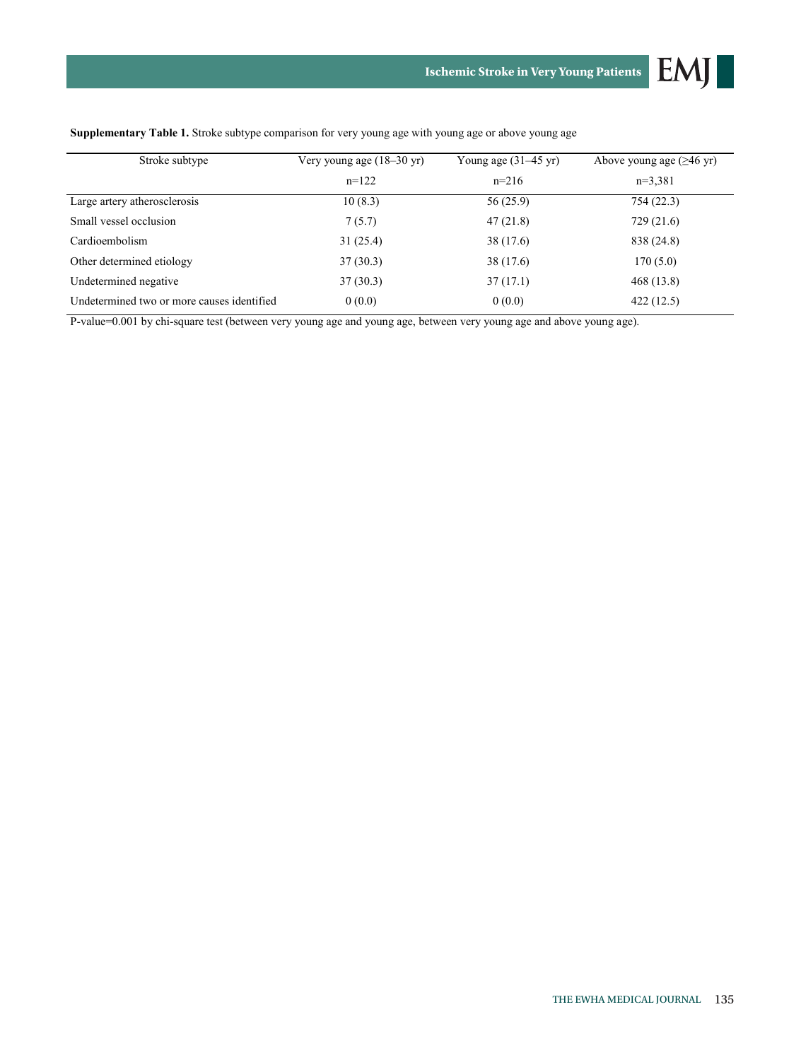**Supplementary Table 1.** Stroke subtype comparison for very young age with young age or above young age

| Stroke subtype | Very young age (18–30 yr) | Young age (31–45 yr) | Above young age (≥46 yr) |
|---|---|---|---|
| | n=122 | n=216 | n=3,381 |
| Large artery atherosclerosis | 10 (8.3) | 56 (25.9) | 754 (22.3) |
| Small vessel occlusion | 7 (5.7) | 47 (21.8) | 729 (21.6) |
| Cardioembolism | 31 (25.4) | 38 (17.6) | 838 (24.8) |
| Other determined etiology | 37 (30.3) | 38 (17.6) | 170 (5.0) |
| Undetermined negative | 37 (30.3) | 37 (17.1) | 468 (13.8) |
| Undetermined two or more causes identified | 0 (0.0) | 0 (0.0) | 422 (12.5) |

P-value=0.001 by chi-square test (between very young age and young age, between very young age and above young age).